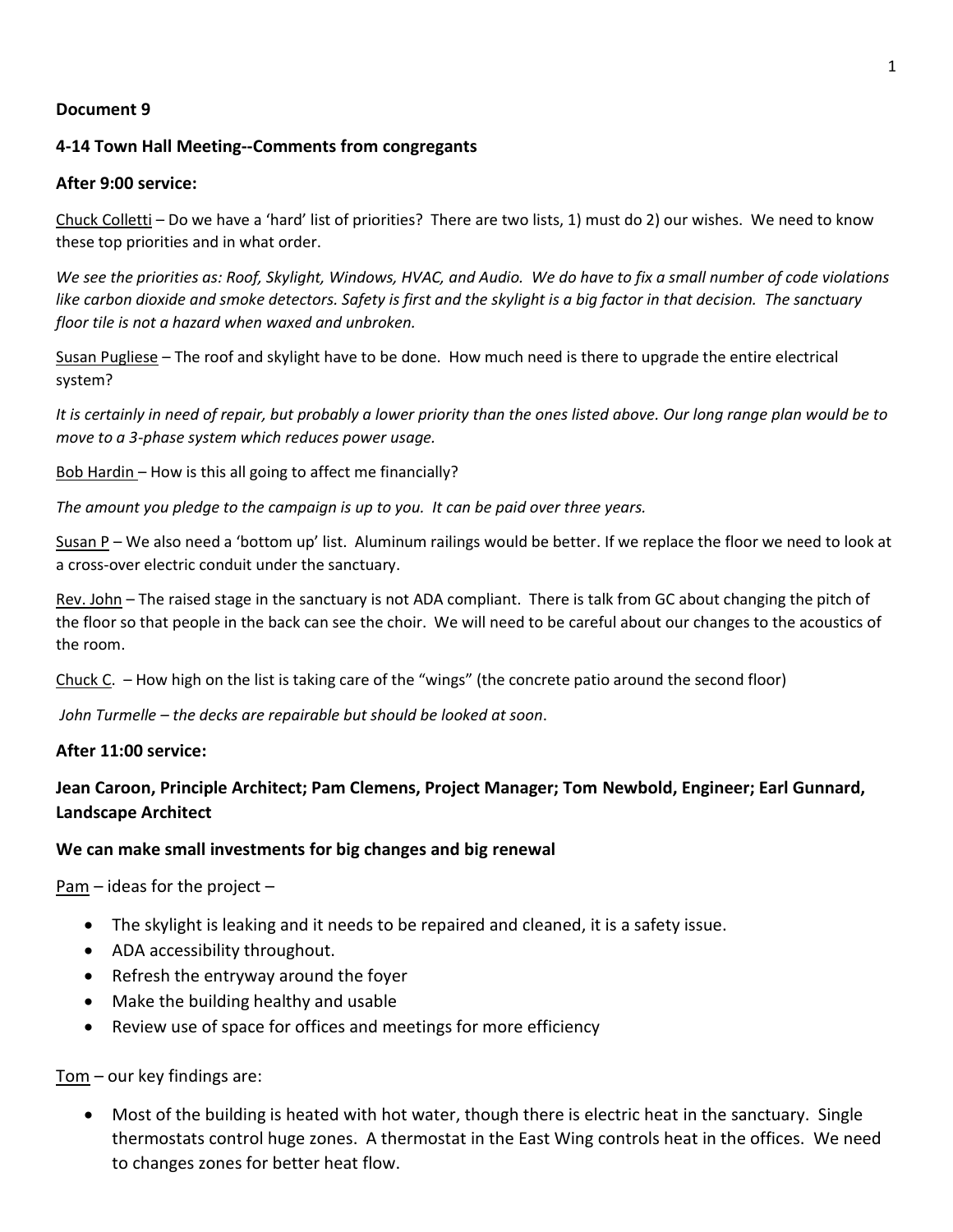**Document 9**

**4-14 Town Hall Meeting--Comments from congregants**

**After 9:00 service:**

Chuck Colletti – Do we have a 'hard' list of priorities? There are two lists, 1) must do 2) our wishes. We need to know these top priorities and in what order.

*We see the priorities as: Roof, Skylight, Windows, HVAC, and Audio. We do have to fix a small number of code violations like carbon dioxide and smoke detectors. Safety is first and the skylight is a big factor in that decision. The sanctuary floor tile is not a hazard when waxed and unbroken.*

Susan Pugliese – The roof and skylight have to be done. How much need is there to upgrade the entire electrical system?

*It is certainly in need of repair, but probably a lower priority than the ones listed above. Our long range plan would be to move to a 3-phase system which reduces power usage.*

Bob Hardin – How is this all going to affect me financially?

*The amount you pledge to the campaign is up to you. It can be paid over three years.*

Susan P – We also need a 'bottom up' list. Aluminum railings would be better. If we replace the floor we need to look at a cross-over electric conduit under the sanctuary.

Rev. John – The raised stage in the sanctuary is not ADA compliant. There is talk from GC about changing the pitch of the floor so that people in the back can see the choir. We will need to be careful about our changes to the acoustics of the room.

Chuck C. – How high on the list is taking care of the "wings" (the concrete patio around the second floor)

*John Turmelle – the decks are repairable but should be looked at soon*.

**After 11:00 service:**

**Jean Caroon, Principle Architect; Pam Clemens, Project Manager; Tom Newbold, Engineer; Earl Gunnard, Landscape Architect**

**We can make small investments for big changes and big renewal**

Pam – ideas for the project –

- The skylight is leaking and it needs to be repaired and cleaned, it is a safety issue.
- ADA accessibility throughout.
- Refresh the entryway around the foyer
- Make the building healthy and usable
- Review use of space for offices and meetings for more efficiency

Tom – our key findings are:

- Most of the building is heated with hot water, though there is electric heat in the sanctuary. Single thermostats control huge zones. A thermostat in the East Wing controls heat in the offices. We need to changes zones for better heat flow.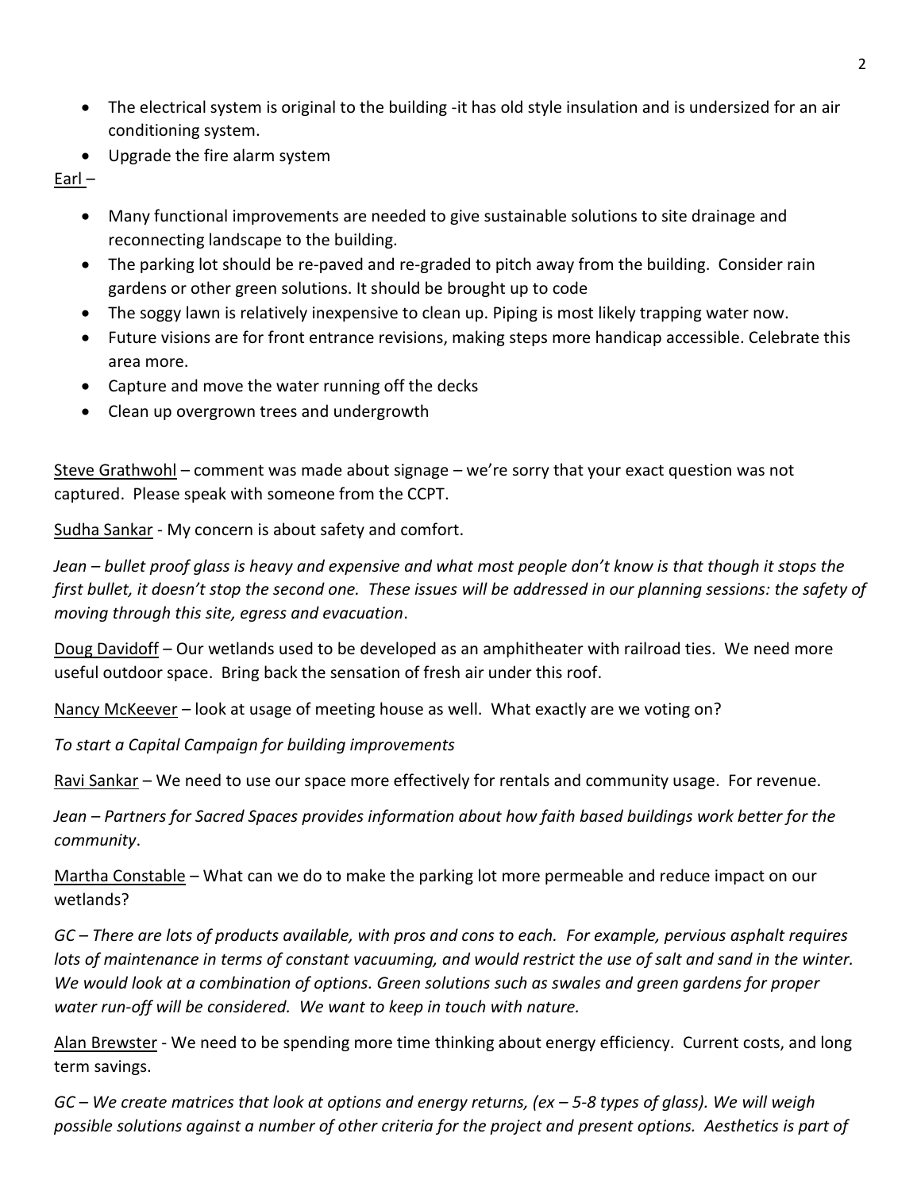- The electrical system is original to the building -it has old style insulation and is undersized for an air conditioning system.
- Upgrade the fire alarm system

<u>Earl</u> –

- Many functional improvements are needed to give sustainable solutions to site drainage and reconnecting landscape to the building.
- The parking lot should be re-paved and re-graded to pitch away from the building. Consider rain gardens or other green solutions. It should be brought up to code
- The soggy lawn is relatively inexpensive to clean up. Piping is most likely trapping water now.
- Future visions are for front entrance revisions, making steps more handicap accessible. Celebrate this area more.
- Capture and move the water running off the decks
- Clean up overgrown trees and undergrowth

<u>Steve Grathwohl</u> – comment was made about signage – we're sorry that your exact question was not captured. Please speak with someone from the CCPT.

<u>Sudha Sankar</u> - My concern is about safety and comfort.

*Jean – bullet proof glass is heavy and expensive and what most people don't know is that though it stops the first bullet, it doesn't stop the second one. These issues will be addressed in our planning sessions: the safety of moving through this site, egress and evacuation*.

<u>Doug Davidoff</u> – Our wetlands used to be developed as an amphitheater with railroad ties. We need more useful outdoor space. Bring back the sensation of fresh air under this roof.

<u>Nancy McKeever</u> – look at usage of meeting house as well. What exactly are we voting on?

*To start a Capital Campaign for building improvements*

<u>Ravi Sankar</u> – We need to use our space more effectively for rentals and community usage. For revenue.

*Jean – Partners for Sacred Spaces provides information about how faith based buildings work better for the community*.

<u>Martha Constable</u> – What can we do to make the parking lot more permeable and reduce impact on our wetlands?

*GC – There are lots of products available, with pros and cons to each. For example, pervious asphalt requires lots of maintenance in terms of constant vacuuming, and would restrict the use of salt and sand in the winter. We would look at a combination of options. Green solutions such as swales and green gardens for proper water run-off will be considered. We want to keep in touch with nature.*

<u>Alan Brewster</u> - We need to be spending more time thinking about energy efficiency. Current costs, and long term savings.

*GC – We create matrices that look at options and energy returns, (ex – 5-8 types of glass). We will weigh possible solutions against a number of other criteria for the project and present options. Aesthetics is part of*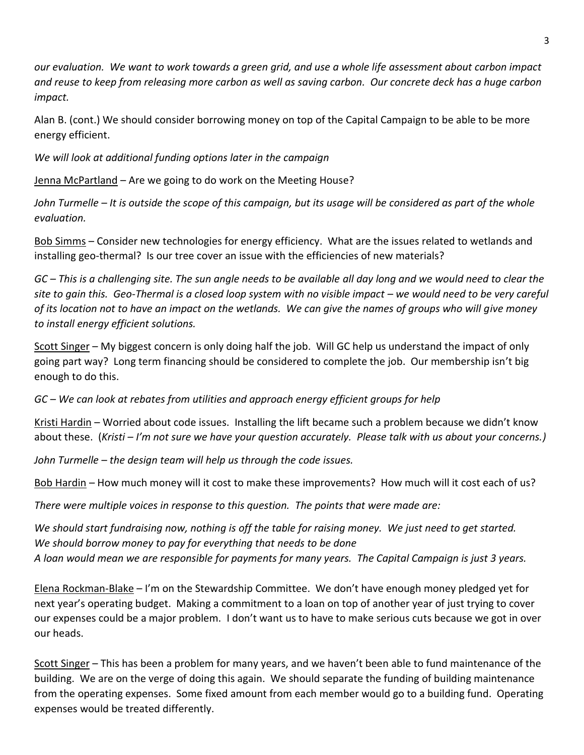*our evaluation. We want to work towards a green grid, and use a whole life assessment about carbon impact and reuse to keep from releasing more carbon as well as saving carbon. Our concrete deck has a huge carbon impact.*

Alan B. (cont.) We should consider borrowing money on top of the Capital Campaign to be able to be more energy efficient.

*We will look at additional funding options later in the campaign*

<u>Jenna McPartland</u> – Are we going to do work on the Meeting House?

*John Turmelle – It is outside the scope of this campaign, but its usage will be considered as part of the whole evaluation.*

<u>Bob Simms</u> – Consider new technologies for energy efficiency. What are the issues related to wetlands and installing geo-thermal? Is our tree cover an issue with the efficiencies of new materials?

*GC – This is a challenging site. The sun angle needs to be available all day long and we would need to clear the site to gain this. Geo-Thermal is a closed loop system with no visible impact – we would need to be very careful of its location not to have an impact on the wetlands. We can give the names of groups who will give money to install energy efficient solutions.*

<u>Scott Singer</u> – My biggest concern is only doing half the job. Will GC help us understand the impact of only going part way? Long term financing should be considered to complete the job. Our membership isn't big enough to do this.

*GC – We can look at rebates from utilities and approach energy efficient groups for help*

<u>Kristi Hardin</u> – Worried about code issues. Installing the lift became such a problem because we didn't know about these. (*Kristi – I'm not sure we have your question accurately. Please talk with us about your concerns.)*

*John Turmelle – the design team will help us through the code issues.*

<u>Bob Hardin</u> – How much money will it cost to make these improvements? How much will it cost each of us?

*There were multiple voices in response to this question. The points that were made are:*

*We should start fundraising now, nothing is off the table for raising money. We just need to get started.*
*We should borrow money to pay for everything that needs to be done*
*A loan would mean we are responsible for payments for many years. The Capital Campaign is just 3 years.*

<u>Elena Rockman-Blake</u> – I'm on the Stewardship Committee. We don't have enough money pledged yet for next year's operating budget. Making a commitment to a loan on top of another year of just trying to cover our expenses could be a major problem. I don't want us to have to make serious cuts because we got in over our heads.

<u>Scott Singer</u> – This has been a problem for many years, and we haven't been able to fund maintenance of the building. We are on the verge of doing this again. We should separate the funding of building maintenance from the operating expenses. Some fixed amount from each member would go to a building fund. Operating expenses would be treated differently.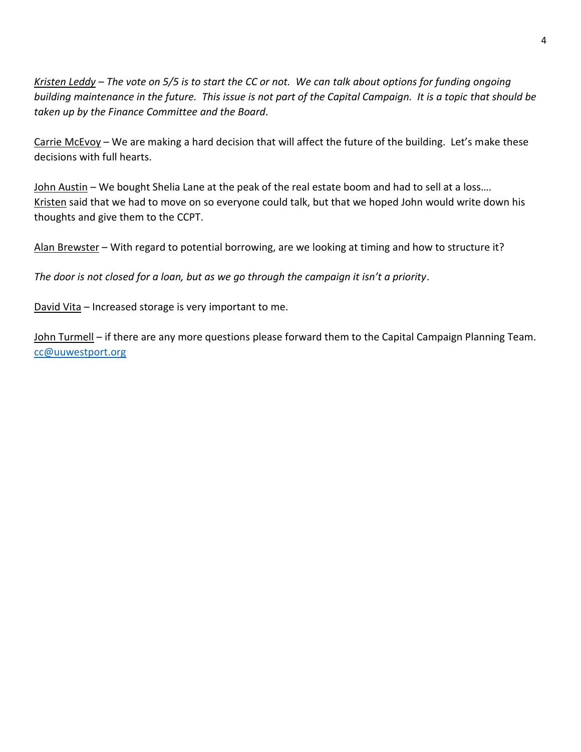*Kristen Leddy – The vote on 5/5 is to start the CC or not.  We can talk about options for funding ongoing building maintenance in the future.  This issue is not part of the Capital Campaign.  It is a topic that should be taken up by the Finance Committee and the Board.*

Carrie McEvoy – We are making a hard decision that will affect the future of the building.  Let's make these decisions with full hearts.

John Austin – We bought Shelia Lane at the peak of the real estate boom and had to sell at a loss…. Kristen said that we had to move on so everyone could talk, but that we hoped John would write down his thoughts and give them to the CCPT.

Alan Brewster – With regard to potential borrowing, are we looking at timing and how to structure it?

*The door is not closed for a loan, but as we go through the campaign it isn't a priority*.

David Vita – Increased storage is very important to me.

John Turmell – if there are any more questions please forward them to the Capital Campaign Planning Team. cc@uuwestport.org